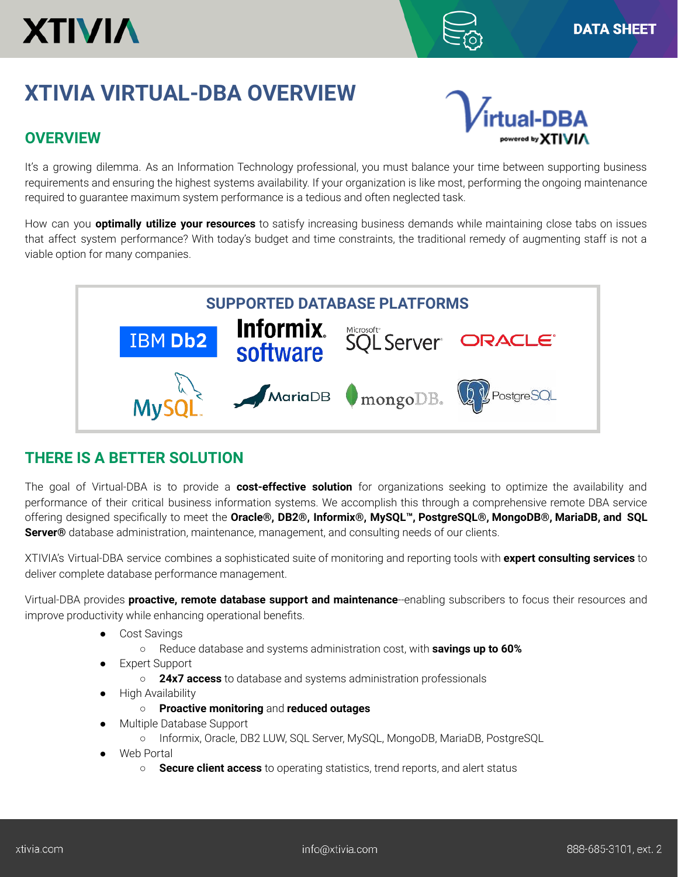DATA SHEET

# XTIVIA VIRTUAL-DBA OVERVIEW

## OVERVIEW

It's a growing dilemma. As an Information Technology professional, you must balance your time between supporting business requirements and ensuring the highest systems availability. If your organization is like most, performing the ongoing maintenance required to guarantee maximum system performance is a tedious and often neglected task.

How can you **optimally utilize your resources** to satisfy increasing business demands while maintaining close tabs on issues that affect system performance? With today's budget and time constraints, the traditional remedy of augmenting staff is not a viable option for many companies.

### SUPPORTED DATABASE PLATFORMS

IBM Db2, Informix software, Microsoft SQL Server, ORACLE, MySQL, MariaDB, mongoDB, PostgreSQL

## THERE IS A BETTER SOLUTION

The goal of Virtual-DBA is to provide a **cost-effective solution** for organizations seeking to optimize the availability and performance of their critical business information systems. We accomplish this through a comprehensive remote DBA service offering designed specifically to meet the **Oracle®, DB2®, Informix®, MySQL™, PostgreSQL®, MongoDB®, MariaDB, and SQL Server®** database administration, maintenance, management, and consulting needs of our clients.

XTIVIA's Virtual-DBA service combines a sophisticated suite of monitoring and reporting tools with **expert consulting services** to deliver complete database performance management.

Virtual-DBA provides **proactive, remote database support and maintenance**--enabling subscribers to focus their resources and improve productivity while enhancing operational benefits.

- Cost Savings
  - Reduce database and systems administration cost, with **savings up to 60%**
- Expert Support
  - **24x7 access** to database and systems administration professionals
- High Availability
  - **Proactive monitoring** and **reduced outages**
- Multiple Database Support
  - Informix, Oracle, DB2 LUW, SQL Server, MySQL, MongoDB, MariaDB, PostgreSQL
- Web Portal
  - **Secure client access** to operating statistics, trend reports, and alert status

xtivia.com | info@xtivia.com | 888-685-3101, ext. 2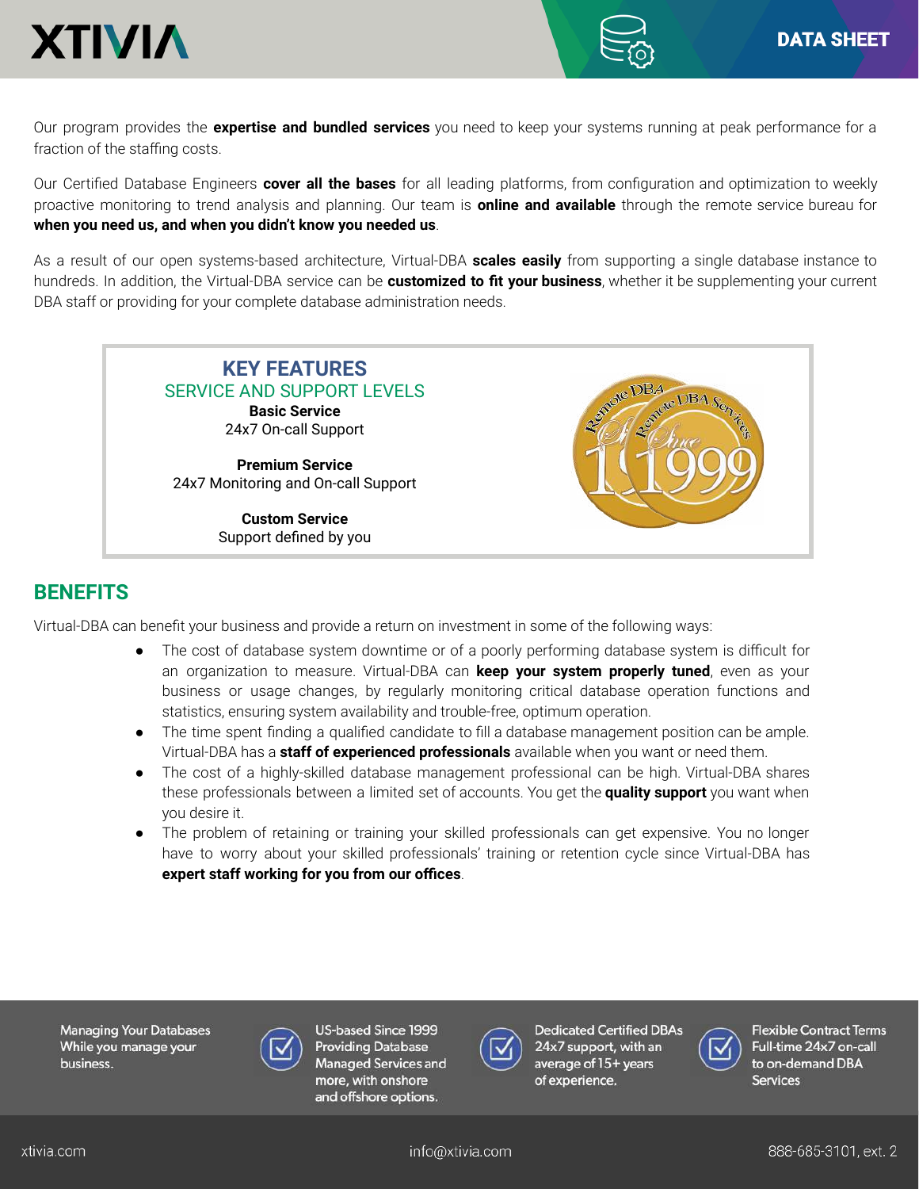Our program provides the **expertise and bundled services** you need to keep your systems running at peak performance for a fraction of the staffing costs.

Our Certified Database Engineers **cover all the bases** for all leading platforms, from configuration and optimization to weekly proactive monitoring to trend analysis and planning. Our team is **online and available** through the remote service bureau for **when you need us, and when you didn't know you needed us**.

As a result of our open systems-based architecture, Virtual-DBA **scales easily** from supporting a single database instance to hundreds. In addition, the Virtual-DBA service can be **customized to fit your business**, whether it be supplementing your current DBA staff or providing for your complete database administration needs.

## KEY FEATURES

### SERVICE AND SUPPORT LEVELS

**Basic Service**
24x7 On-call Support

**Premium Service**
24x7 Monitoring and On-call Support

**Custom Service**
Support defined by you

## BENEFITS

Virtual-DBA can benefit your business and provide a return on investment in some of the following ways:

- The cost of database system downtime or of a poorly performing database system is difficult for an organization to measure. Virtual-DBA can **keep your system properly tuned**, even as your business or usage changes, by regularly monitoring critical database operation functions and statistics, ensuring system availability and trouble-free, optimum operation.
- The time spent finding a qualified candidate to fill a database management position can be ample. Virtual-DBA has a **staff of experienced professionals** available when you want or need them.
- The cost of a highly-skilled database management professional can be high. Virtual-DBA shares these professionals between a limited set of accounts. You get the **quality support** you want when you desire it.
- The problem of retaining or training your skilled professionals can get expensive. You no longer have to worry about your skilled professionals' training or retention cycle since Virtual-DBA has **expert staff working for you from our offices**.

Managing Your Databases While you manage your business.

US-based Since 1999 Providing Database Managed Services and more, with onshore and offshore options.

Dedicated Certified DBAs 24x7 support, with an average of 15+ years of experience.

Flexible Contract Terms Full-time 24x7 on-call to on-demand DBA Services

xtivia.com | info@xtivia.com | 888-685-3101, ext. 2